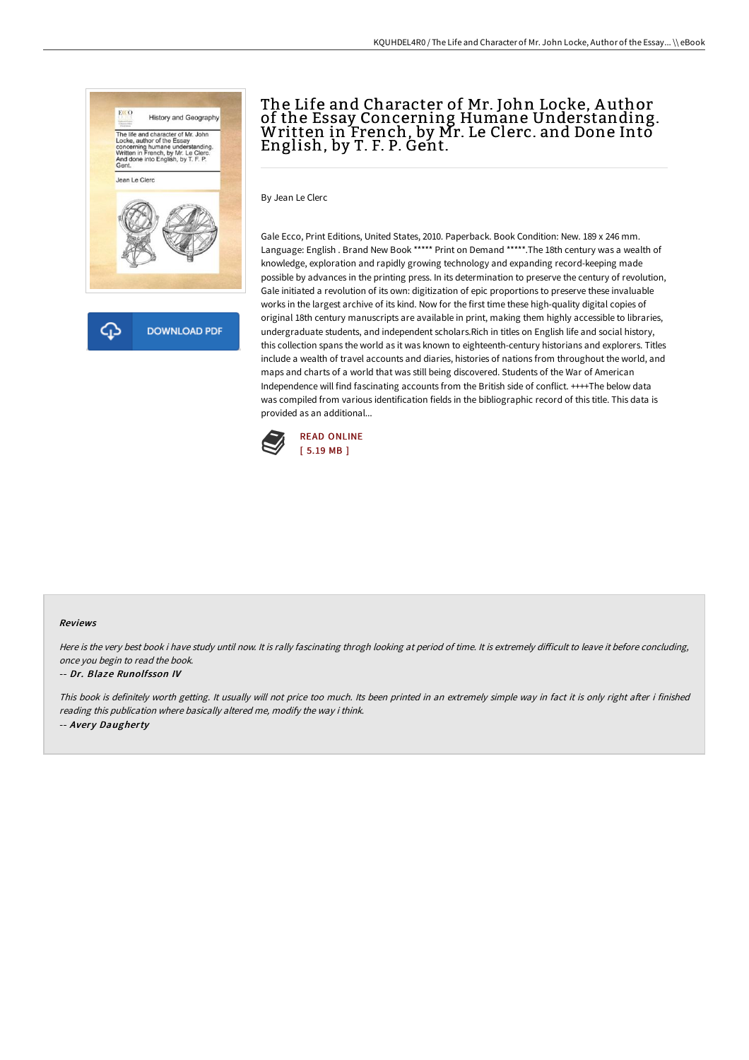# The Life and Character of Mr. John Locke, Author of the Essay Concerning Humane Understanding. Written in French, by Mr. Le Clerc. and Done Into English, by T. F. P. Gent.

By Jean Le Clerc

Gale Ecco, Print Editions, United States, 2010. Paperback. Book Condition: New. 189 x 246 mm. Language: English . Brand New Book ***** Print on Demand *****.The 18th century was a wealth of knowledge, exploration and rapidly growing technology and expanding record-keeping made possible by advances in the printing press. In its determination to preserve the century of revolution, Gale initiated a revolution of its own: digitization of epic proportions to preserve these invaluable works in the largest archive of its kind. Now for the first time these high-quality digital copies of original 18th century manuscripts are available in print, making them highly accessible to libraries, undergraduate students, and independent scholars.Rich in titles on English life and social history, this collection spans the world as it was known to eighteenth-century historians and explorers. Titles include a wealth of travel accounts and diaries, histories of nations from throughout the world, and maps and charts of a world that was still being discovered. Students of the War of American Independence will find fascinating accounts from the British side of conflict. ++++The below data was compiled from various identification fields in the bibliographic record of this title. This data is provided as an additional...

DOWNLOAD PDF

READ ONLINE
[ 5.19 MB ]

#### Reviews

*Here is the very best book i have study until now. It is rally fascinating throgh looking at period of time. It is extremely difficult to leave it before concluding, once you begin to read the book.*

-- *Dr. Blaze Runolfsson IV*

*This book is definitely worth getting. It usually will not price too much. Its been printed in an extremely simple way in fact it is only right after i finished reading this publication where basically altered me, modify the way i think.*

-- *Avery Daugherty*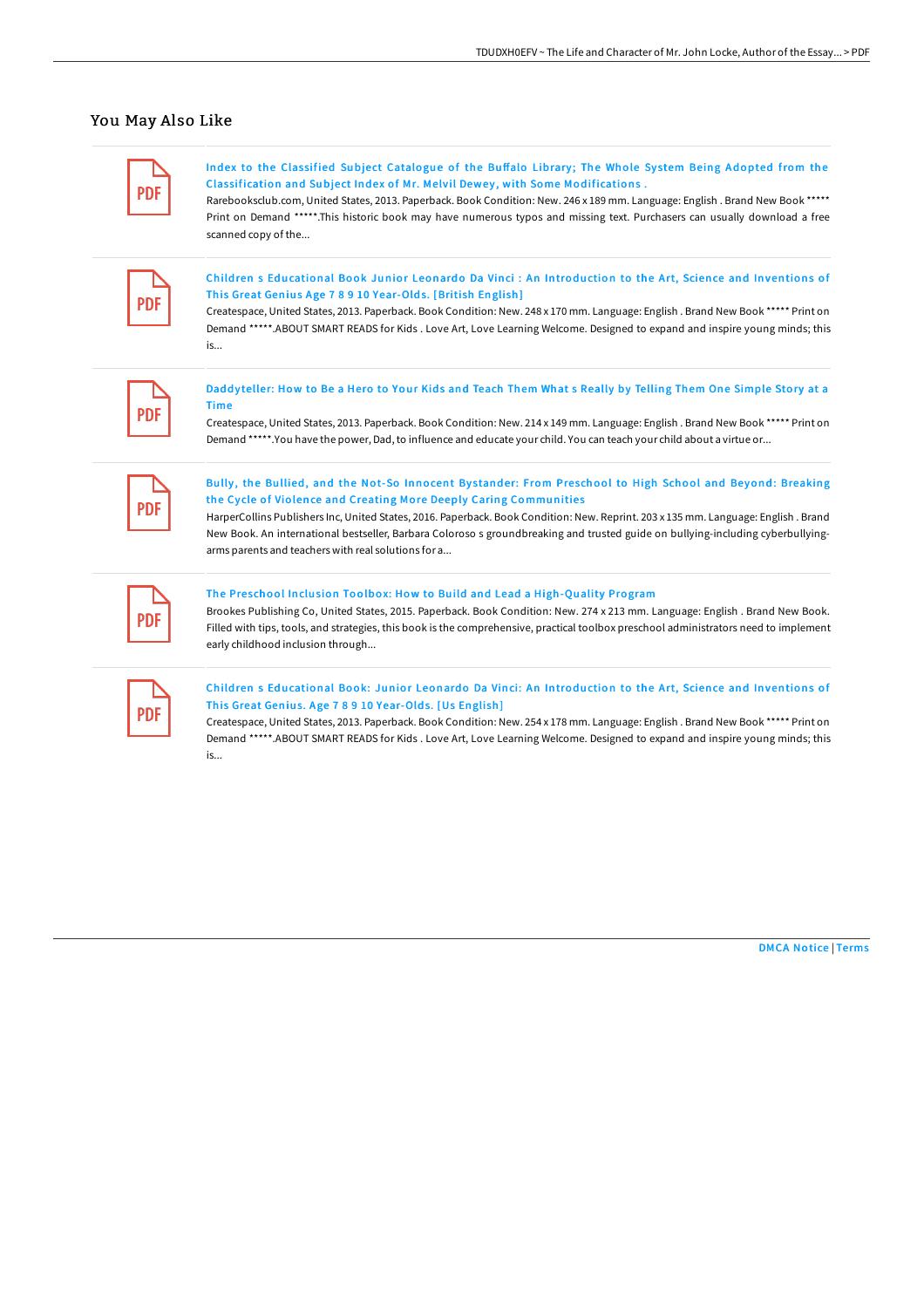## You May Also Like

PDF

**Index to the Classified Subject Catalogue of the Buffalo Library; The Whole System Being Adopted from the Classification and Subject Index of Mr. Melvil Dewey, with Some Modifications .**

Rarebooksclub.com, United States, 2013. Paperback. Book Condition: New. 246 x 189 mm. Language: English . Brand New Book ***** Print on Demand *****.This historic book may have numerous typos and missing text. Purchasers can usually download a free scanned copy of the...

PDF

**Children s Educational Book Junior Leonardo Da Vinci : An Introduction to the Art, Science and Inventions of This Great Genius Age 7 8 9 10 Year-Olds. [British English]**

Createspace, United States, 2013. Paperback. Book Condition: New. 248 x 170 mm. Language: English . Brand New Book ***** Print on Demand *****.ABOUT SMART READS for Kids . Love Art, Love Learning Welcome. Designed to expand and inspire young minds; this is...

PDF

**Daddyteller: How to Be a Hero to Your Kids and Teach Them What s Really by Telling Them One Simple Story at a Time**

Createspace, United States, 2013. Paperback. Book Condition: New. 214 x 149 mm. Language: English . Brand New Book ***** Print on Demand *****.You have the power, Dad, to influence and educate your child. You can teach your child about a virtue or...

PDF

**Bully, the Bullied, and the Not-So Innocent Bystander: From Preschool to High School and Beyond: Breaking the Cycle of Violence and Creating More Deeply Caring Communities**

HarperCollins Publishers Inc, United States, 2016. Paperback. Book Condition: New. Reprint. 203 x 135 mm. Language: English . Brand New Book. An international bestseller, Barbara Coloroso s groundbreaking and trusted guide on bullying-including cyberbullying-arms parents and teachers with real solutions for a...

PDF

**The Preschool Inclusion Toolbox: How to Build and Lead a High-Quality Program**

Brookes Publishing Co, United States, 2015. Paperback. Book Condition: New. 274 x 213 mm. Language: English . Brand New Book. Filled with tips, tools, and strategies, this book is the comprehensive, practical toolbox preschool administrators need to implement early childhood inclusion through...

PDF

**Children s Educational Book: Junior Leonardo Da Vinci: An Introduction to the Art, Science and Inventions of This Great Genius. Age 7 8 9 10 Year-Olds. [Us English]**

Createspace, United States, 2013. Paperback. Book Condition: New. 254 x 178 mm. Language: English . Brand New Book ***** Print on Demand *****.ABOUT SMART READS for Kids . Love Art, Love Learning Welcome. Designed to expand and inspire young minds; this is...

DMCA Notice | Terms